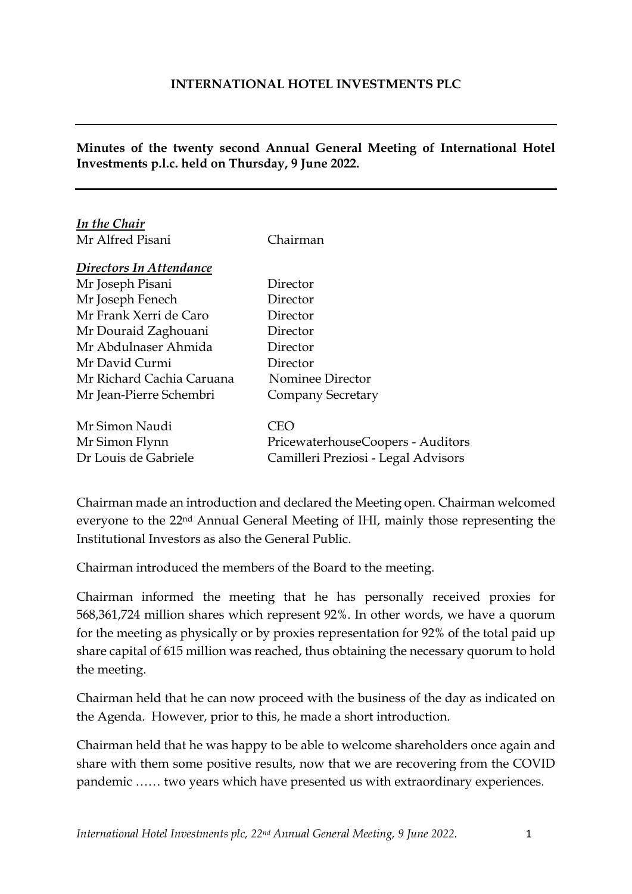**INTERNATIONAL HOTEL INVESTMENTS PLC**

---

**Minutes of the twenty second Annual General Meeting of International Hotel Investments p.l.c. held on Thursday, 9 June 2022.**

---

***In the Chair***

| | |
|---|---|
| Mr Alfred Pisani | Chairman |

***Directors In Attendance***

| | |
|---|---|
| Mr Joseph Pisani | Director |
| Mr Joseph Fenech | Director |
| Mr Frank Xerri de Caro | Director |
| Mr Douraid Zaghouani | Director |
| Mr Abdulnaser Ahmida | Director |
| Mr David Curmi | Director |
| Mr Richard Cachia Caruana | Nominee Director |
| Mr Jean-Pierre Schembri | Company Secretary |
| Mr Simon Naudi | CEO |
| Mr Simon Flynn | PricewaterhouseCoopers - Auditors |
| Dr Louis de Gabriele | Camilleri Preziosi - Legal Advisors |

Chairman made an introduction and declared the Meeting open. Chairman welcomed everyone to the 22nd Annual General Meeting of IHI, mainly those representing the Institutional Investors as also the General Public.

Chairman introduced the members of the Board to the meeting.

Chairman informed the meeting that he has personally received proxies for 568,361,724 million shares which represent 92%. In other words, we have a quorum for the meeting as physically or by proxies representation for 92% of the total paid up share capital of 615 million was reached, thus obtaining the necessary quorum to hold the meeting.

Chairman held that he can now proceed with the business of the day as indicated on the Agenda. However, prior to this, he made a short introduction.

Chairman held that he was happy to be able to welcome shareholders once again and share with them some positive results, now that we are recovering from the COVID pandemic …… two years which have presented us with extraordinary experiences.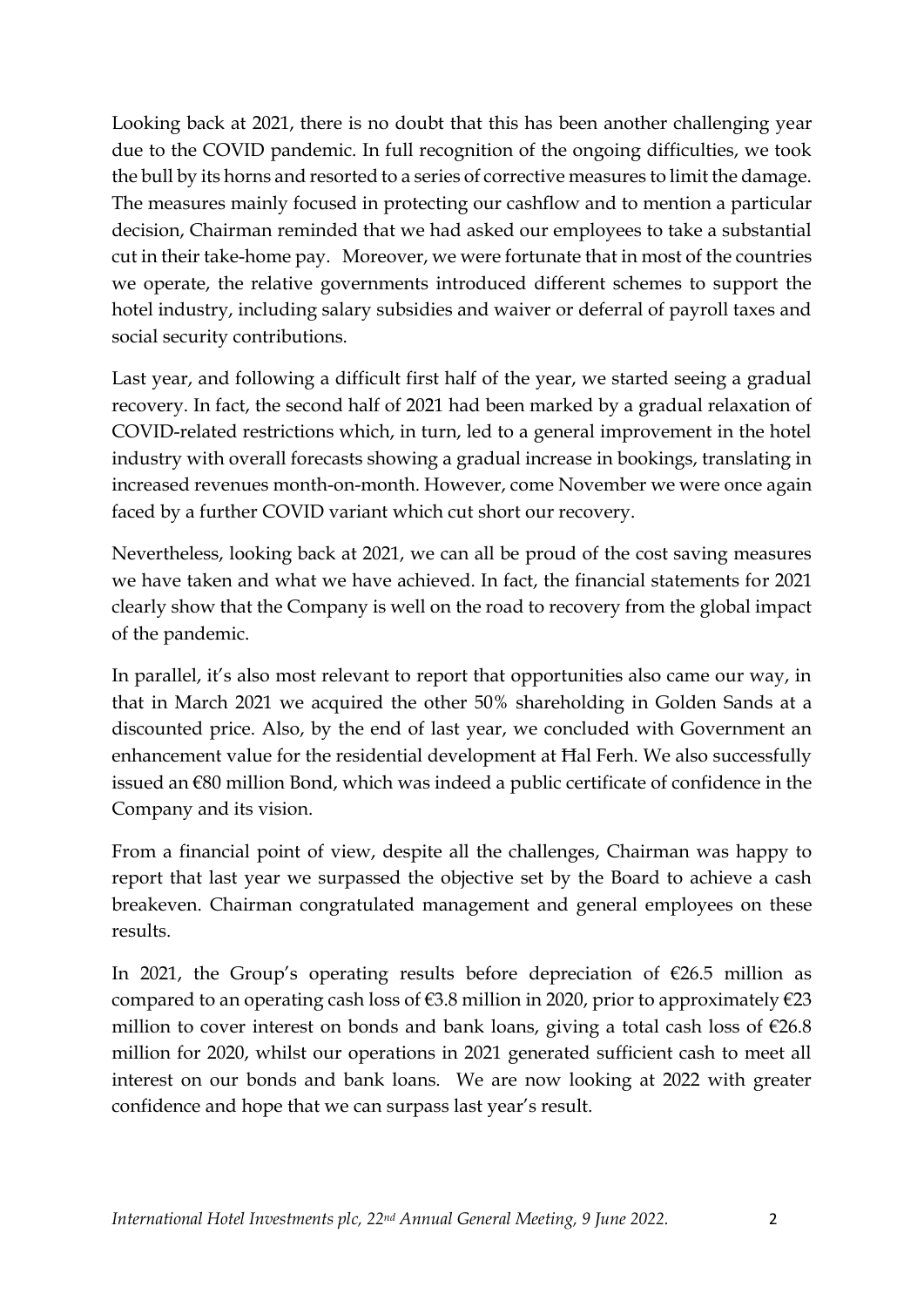Looking back at 2021, there is no doubt that this has been another challenging year due to the COVID pandemic. In full recognition of the ongoing difficulties, we took the bull by its horns and resorted to a series of corrective measures to limit the damage. The measures mainly focused in protecting our cashflow and to mention a particular decision, Chairman reminded that we had asked our employees to take a substantial cut in their take-home pay. Moreover, we were fortunate that in most of the countries we operate, the relative governments introduced different schemes to support the hotel industry, including salary subsidies and waiver or deferral of payroll taxes and social security contributions.

Last year, and following a difficult first half of the year, we started seeing a gradual recovery. In fact, the second half of 2021 had been marked by a gradual relaxation of COVID-related restrictions which, in turn, led to a general improvement in the hotel industry with overall forecasts showing a gradual increase in bookings, translating in increased revenues month-on-month. However, come November we were once again faced by a further COVID variant which cut short our recovery.

Nevertheless, looking back at 2021, we can all be proud of the cost saving measures we have taken and what we have achieved. In fact, the financial statements for 2021 clearly show that the Company is well on the road to recovery from the global impact of the pandemic.

In parallel, it's also most relevant to report that opportunities also came our way, in that in March 2021 we acquired the other 50% shareholding in Golden Sands at a discounted price. Also, by the end of last year, we concluded with Government an enhancement value for the residential development at Ħal Ferh. We also successfully issued an €80 million Bond, which was indeed a public certificate of confidence in the Company and its vision.

From a financial point of view, despite all the challenges, Chairman was happy to report that last year we surpassed the objective set by the Board to achieve a cash breakeven. Chairman congratulated management and general employees on these results.

In 2021, the Group's operating results before depreciation of €26.5 million as compared to an operating cash loss of €3.8 million in 2020, prior to approximately €23 million to cover interest on bonds and bank loans, giving a total cash loss of €26.8 million for 2020, whilst our operations in 2021 generated sufficient cash to meet all interest on our bonds and bank loans. We are now looking at 2022 with greater confidence and hope that we can surpass last year's result.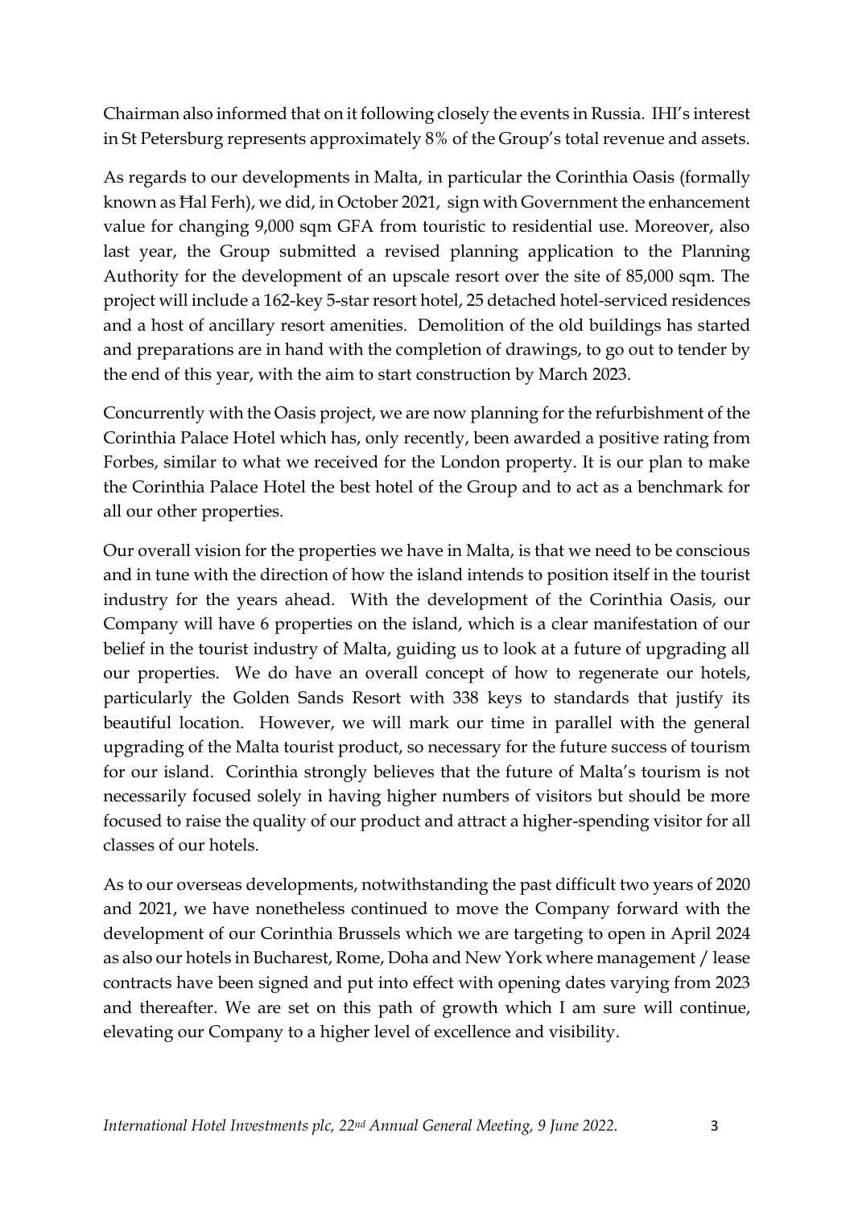Chairman also informed that on it following closely the events in Russia. IHI's interest in St Petersburg represents approximately 8% of the Group's total revenue and assets.

As regards to our developments in Malta, in particular the Corinthia Oasis (formally known as Ħal Ferh), we did, in October 2021, sign with Government the enhancement value for changing 9,000 sqm GFA from touristic to residential use. Moreover, also last year, the Group submitted a revised planning application to the Planning Authority for the development of an upscale resort over the site of 85,000 sqm. The project will include a 162-key 5-star resort hotel, 25 detached hotel-serviced residences and a host of ancillary resort amenities. Demolition of the old buildings has started and preparations are in hand with the completion of drawings, to go out to tender by the end of this year, with the aim to start construction by March 2023.

Concurrently with the Oasis project, we are now planning for the refurbishment of the Corinthia Palace Hotel which has, only recently, been awarded a positive rating from Forbes, similar to what we received for the London property. It is our plan to make the Corinthia Palace Hotel the best hotel of the Group and to act as a benchmark for all our other properties.

Our overall vision for the properties we have in Malta, is that we need to be conscious and in tune with the direction of how the island intends to position itself in the tourist industry for the years ahead. With the development of the Corinthia Oasis, our Company will have 6 properties on the island, which is a clear manifestation of our belief in the tourist industry of Malta, guiding us to look at a future of upgrading all our properties. We do have an overall concept of how to regenerate our hotels, particularly the Golden Sands Resort with 338 keys to standards that justify its beautiful location. However, we will mark our time in parallel with the general upgrading of the Malta tourist product, so necessary for the future success of tourism for our island. Corinthia strongly believes that the future of Malta's tourism is not necessarily focused solely in having higher numbers of visitors but should be more focused to raise the quality of our product and attract a higher-spending visitor for all classes of our hotels.

As to our overseas developments, notwithstanding the past difficult two years of 2020 and 2021, we have nonetheless continued to move the Company forward with the development of our Corinthia Brussels which we are targeting to open in April 2024 as also our hotels in Bucharest, Rome, Doha and New York where management / lease contracts have been signed and put into effect with opening dates varying from 2023 and thereafter. We are set on this path of growth which I am sure will continue, elevating our Company to a higher level of excellence and visibility.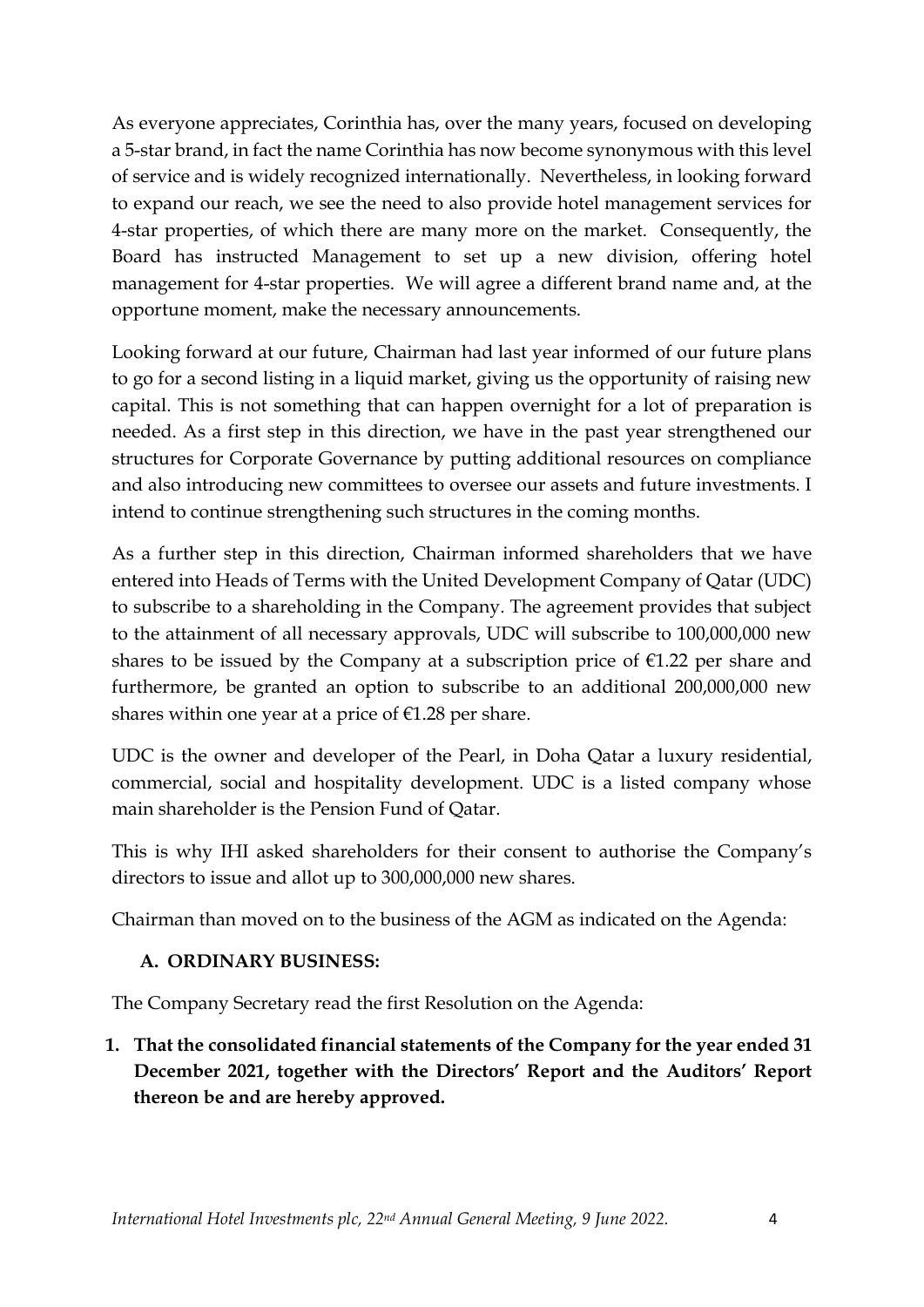As everyone appreciates, Corinthia has, over the many years, focused on developing a 5-star brand, in fact the name Corinthia has now become synonymous with this level of service and is widely recognized internationally. Nevertheless, in looking forward to expand our reach, we see the need to also provide hotel management services for 4-star properties, of which there are many more on the market. Consequently, the Board has instructed Management to set up a new division, offering hotel management for 4-star properties. We will agree a different brand name and, at the opportune moment, make the necessary announcements.

Looking forward at our future, Chairman had last year informed of our future plans to go for a second listing in a liquid market, giving us the opportunity of raising new capital. This is not something that can happen overnight for a lot of preparation is needed. As a first step in this direction, we have in the past year strengthened our structures for Corporate Governance by putting additional resources on compliance and also introducing new committees to oversee our assets and future investments. I intend to continue strengthening such structures in the coming months.

As a further step in this direction, Chairman informed shareholders that we have entered into Heads of Terms with the United Development Company of Qatar (UDC) to subscribe to a shareholding in the Company. The agreement provides that subject to the attainment of all necessary approvals, UDC will subscribe to 100,000,000 new shares to be issued by the Company at a subscription price of €1.22 per share and furthermore, be granted an option to subscribe to an additional 200,000,000 new shares within one year at a price of €1.28 per share.

UDC is the owner and developer of the Pearl, in Doha Qatar a luxury residential, commercial, social and hospitality development. UDC is a listed company whose main shareholder is the Pension Fund of Qatar.

This is why IHI asked shareholders for their consent to authorise the Company's directors to issue and allot up to 300,000,000 new shares.

Chairman than moved on to the business of the AGM as indicated on the Agenda:

**A. ORDINARY BUSINESS:**

The Company Secretary read the first Resolution on the Agenda:

1. **That the consolidated financial statements of the Company for the year ended 31 December 2021, together with the Directors' Report and the Auditors' Report thereon be and are hereby approved.**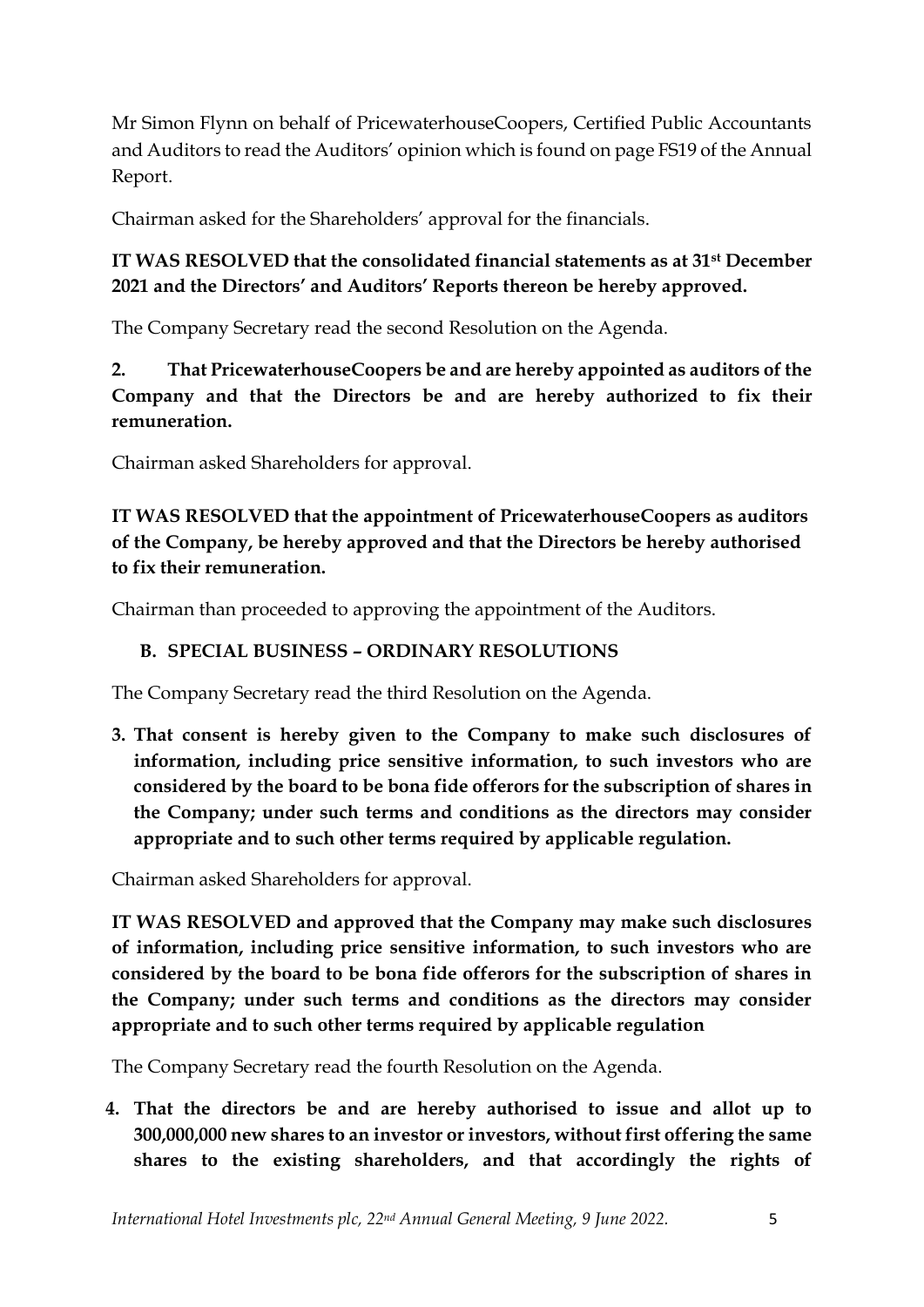Mr Simon Flynn on behalf of PricewaterhouseCoopers, Certified Public Accountants and Auditors to read the Auditors' opinion which is found on page FS19 of the Annual Report.

Chairman asked for the Shareholders' approval for the financials.

**IT WAS RESOLVED that the consolidated financial statements as at 31st December 2021 and the Directors' and Auditors' Reports thereon be hereby approved.**

The Company Secretary read the second Resolution on the Agenda.

**2. That PricewaterhouseCoopers be and are hereby appointed as auditors of the Company and that the Directors be and are hereby authorized to fix their remuneration.**

Chairman asked Shareholders for approval.

**IT WAS RESOLVED that the appointment of PricewaterhouseCoopers as auditors of the Company, be hereby approved and that the Directors be hereby authorised to fix their remuneration.**

Chairman than proceeded to approving the appointment of the Auditors.

**B. SPECIAL BUSINESS – ORDINARY RESOLUTIONS**

The Company Secretary read the third Resolution on the Agenda.

**3. That consent is hereby given to the Company to make such disclosures of information, including price sensitive information, to such investors who are considered by the board to be bona fide offerors for the subscription of shares in the Company; under such terms and conditions as the directors may consider appropriate and to such other terms required by applicable regulation.**

Chairman asked Shareholders for approval.

**IT WAS RESOLVED and approved that the Company may make such disclosures of information, including price sensitive information, to such investors who are considered by the board to be bona fide offerors for the subscription of shares in the Company; under such terms and conditions as the directors may consider appropriate and to such other terms required by applicable regulation**

The Company Secretary read the fourth Resolution on the Agenda.

**4. That the directors be and are hereby authorised to issue and allot up to 300,000,000 new shares to an investor or investors, without first offering the same shares to the existing shareholders, and that accordingly the rights of**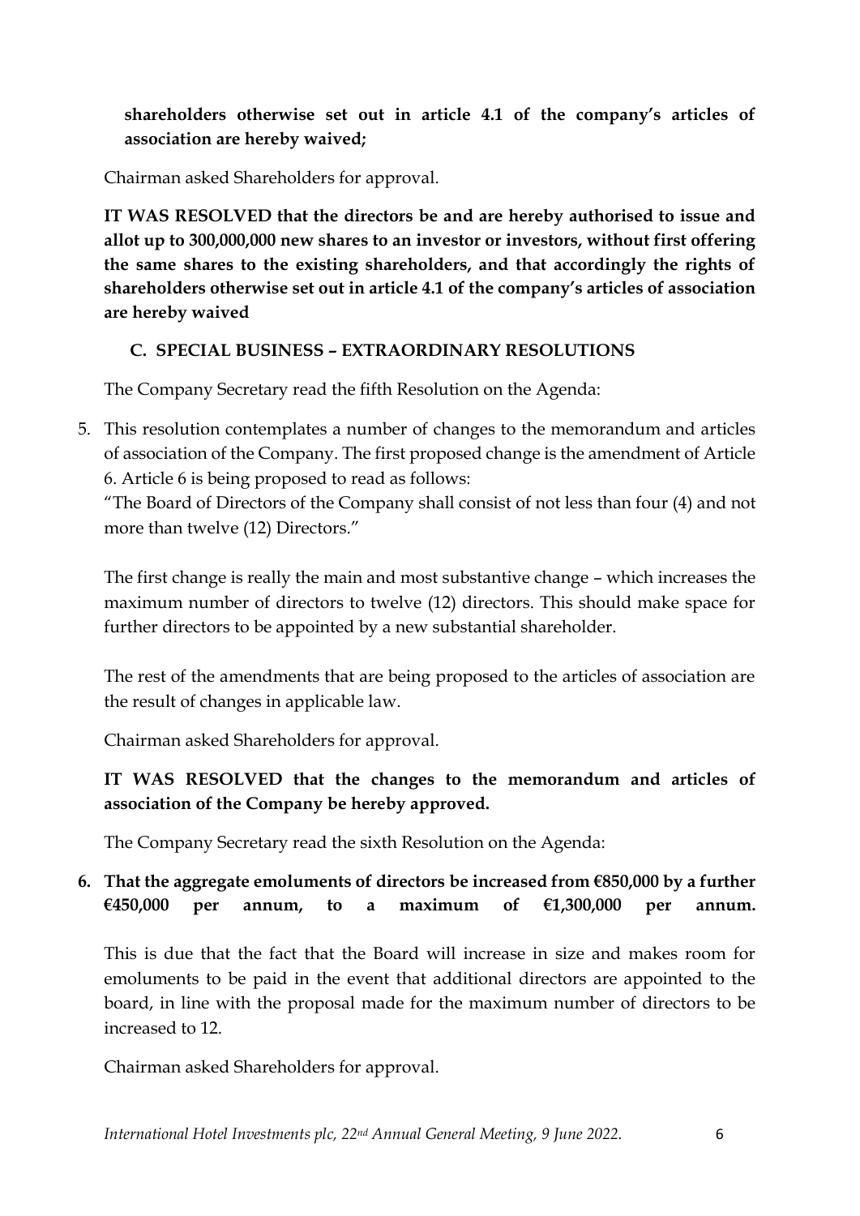**shareholders otherwise set out in article 4.1 of the company's articles of association are hereby waived;**

Chairman asked Shareholders for approval.

**IT WAS RESOLVED that the directors be and are hereby authorised to issue and allot up to 300,000,000 new shares to an investor or investors, without first offering the same shares to the existing shareholders, and that accordingly the rights of shareholders otherwise set out in article 4.1 of the company's articles of association are hereby waived**

## C. SPECIAL BUSINESS – EXTRAORDINARY RESOLUTIONS

The Company Secretary read the fifth Resolution on the Agenda:

5. This resolution contemplates a number of changes to the memorandum and articles of association of the Company. The first proposed change is the amendment of Article 6. Article 6 is being proposed to read as follows:

   "The Board of Directors of the Company shall consist of not less than four (4) and not more than twelve (12) Directors."

   The first change is really the main and most substantive change – which increases the maximum number of directors to twelve (12) directors. This should make space for further directors to be appointed by a new substantial shareholder.

   The rest of the amendments that are being proposed to the articles of association are the result of changes in applicable law.

   Chairman asked Shareholders for approval.

**IT WAS RESOLVED that the changes to the memorandum and articles of association of the Company be hereby approved.**

The Company Secretary read the sixth Resolution on the Agenda:

6. **That the aggregate emoluments of directors be increased from €850,000 by a further €450,000 per annum, to a maximum of €1,300,000 per annum.**

   This is due that the fact that the Board will increase in size and makes room for emoluments to be paid in the event that additional directors are appointed to the board, in line with the proposal made for the maximum number of directors to be increased to 12.

   Chairman asked Shareholders for approval.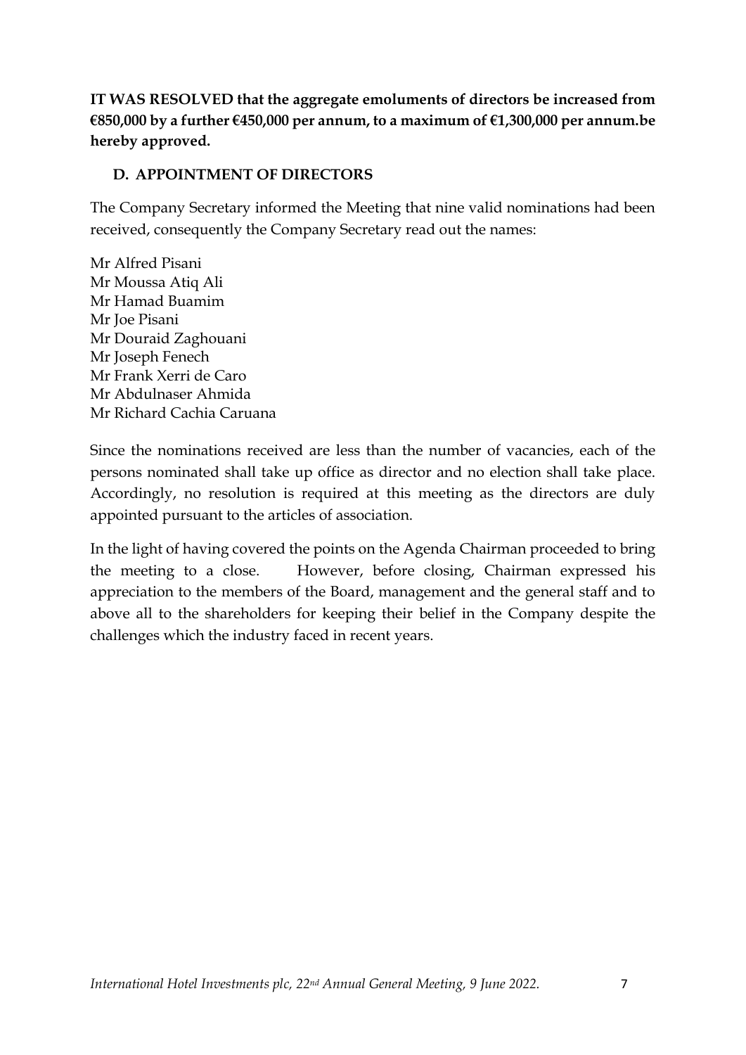**IT WAS RESOLVED that the aggregate emoluments of directors be increased from €850,000 by a further €450,000 per annum, to a maximum of €1,300,000 per annum.be hereby approved.**

### D. APPOINTMENT OF DIRECTORS

The Company Secretary informed the Meeting that nine valid nominations had been received, consequently the Company Secretary read out the names:

Mr Alfred Pisani
Mr Moussa Atiq Ali
Mr Hamad Buamim
Mr Joe Pisani
Mr Douraid Zaghouani
Mr Joseph Fenech
Mr Frank Xerri de Caro
Mr Abdulnaser Ahmida
Mr Richard Cachia Caruana

Since the nominations received are less than the number of vacancies, each of the persons nominated shall take up office as director and no election shall take place. Accordingly, no resolution is required at this meeting as the directors are duly appointed pursuant to the articles of association.

In the light of having covered the points on the Agenda Chairman proceeded to bring the meeting to a close. However, before closing, Chairman expressed his appreciation to the members of the Board, management and the general staff and to above all to the shareholders for keeping their belief in the Company despite the challenges which the industry faced in recent years.